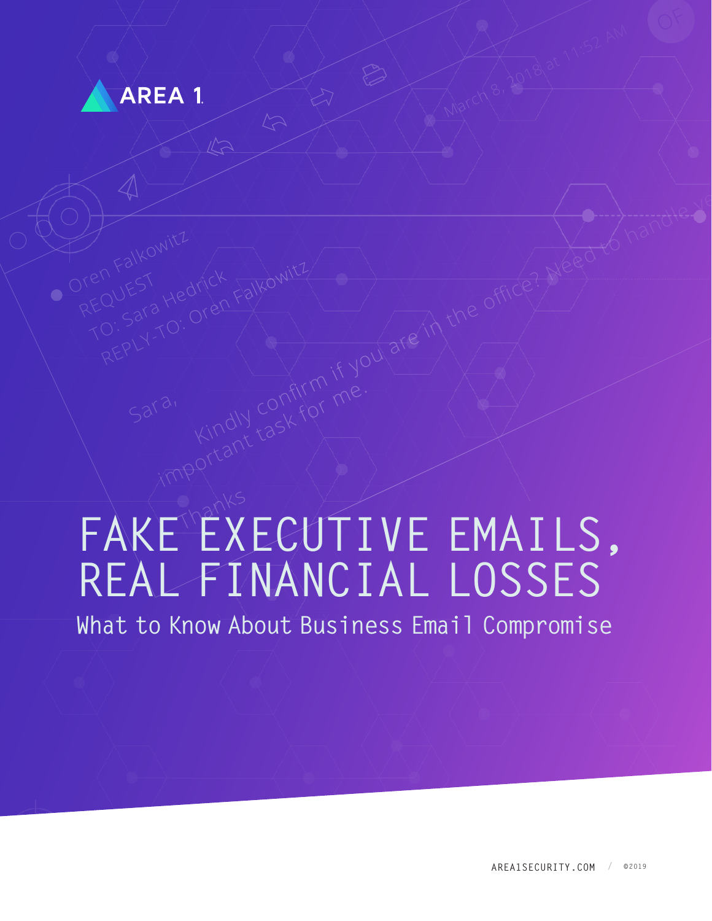AREA 1

# FAKE EXECUTIVE EMAILS, REAL FINANCIAL LOSSES

## What to Know About Business Email Compromise

AREA1SECURITY.COM / ©2019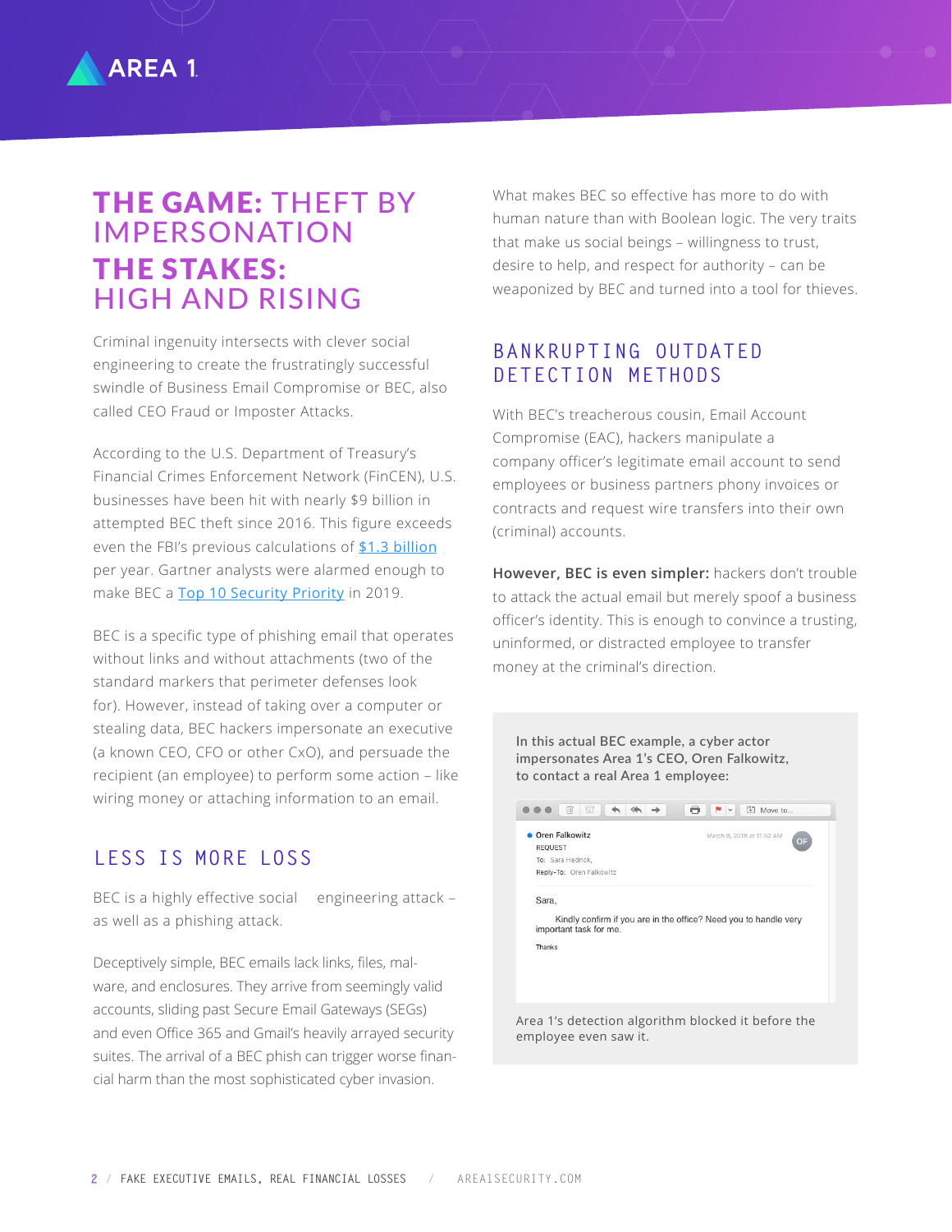# THE GAME: THEFT BY IMPERSONATION

# THE STAKES: HIGH AND RISING

Criminal ingenuity intersects with clever social engineering to create the frustratingly successful swindle of Business Email Compromise or BEC, also called CEO Fraud or Imposter Attacks.

According to the U.S. Department of Treasury's Financial Crimes Enforcement Network (FinCEN), U.S. businesses have been hit with nearly $9 billion in attempted BEC theft since 2016. This figure exceeds even the FBI's previous calculations of [$1.3 billion] per year. Gartner analysts were alarmed enough to make BEC a [Top 10 Security Priority] in 2019.

BEC is a specific type of phishing email that operates without links and without attachments (two of the standard markers that perimeter defenses look for). However, instead of taking over a computer or stealing data, BEC hackers impersonate an executive (a known CEO, CFO or other CxO), and persuade the recipient (an employee) to perform some action – like wiring money or attaching information to an email.

## LESS IS MORE LOSS

BEC is a highly effective social engineering attack – as well as a phishing attack.

Deceptively simple, BEC emails lack links, files, malware, and enclosures. They arrive from seemingly valid accounts, sliding past Secure Email Gateways (SEGs) and even Office 365 and Gmail's heavily arrayed security suites. The arrival of a BEC phish can trigger worse financial harm than the most sophisticated cyber invasion.

What makes BEC so effective has more to do with human nature than with Boolean logic. The very traits that make us social beings – willingness to trust, desire to help, and respect for authority – can be weaponized by BEC and turned into a tool for thieves.

## BANKRUPTING OUTDATED DETECTION METHODS

With BEC's treacherous cousin, Email Account Compromise (EAC), hackers manipulate a company officer's legitimate email account to send employees or business partners phony invoices or contracts and request wire transfers into their own (criminal) accounts.

**However, BEC is even simpler:** hackers don't trouble to attack the actual email but merely spoof a business officer's identity. This is enough to convince a trusting, uninformed, or distracted employee to transfer money at the criminal's direction.

**In this actual BEC example, a cyber actor impersonates Area 1's CEO, Oren Falkowitz, to contact a real Area 1 employee:**

Oren Falkowitz
REQUEST
To: Sara Hedrick,
Reply-To: Oren Falkowitz
March 8, 2018 at 11:52 AM

Sara,

Kindly confirm if you are in the office? Need you to handle very important task for me.

Thanks

Area 1's detection algorithm blocked it before the employee even saw it.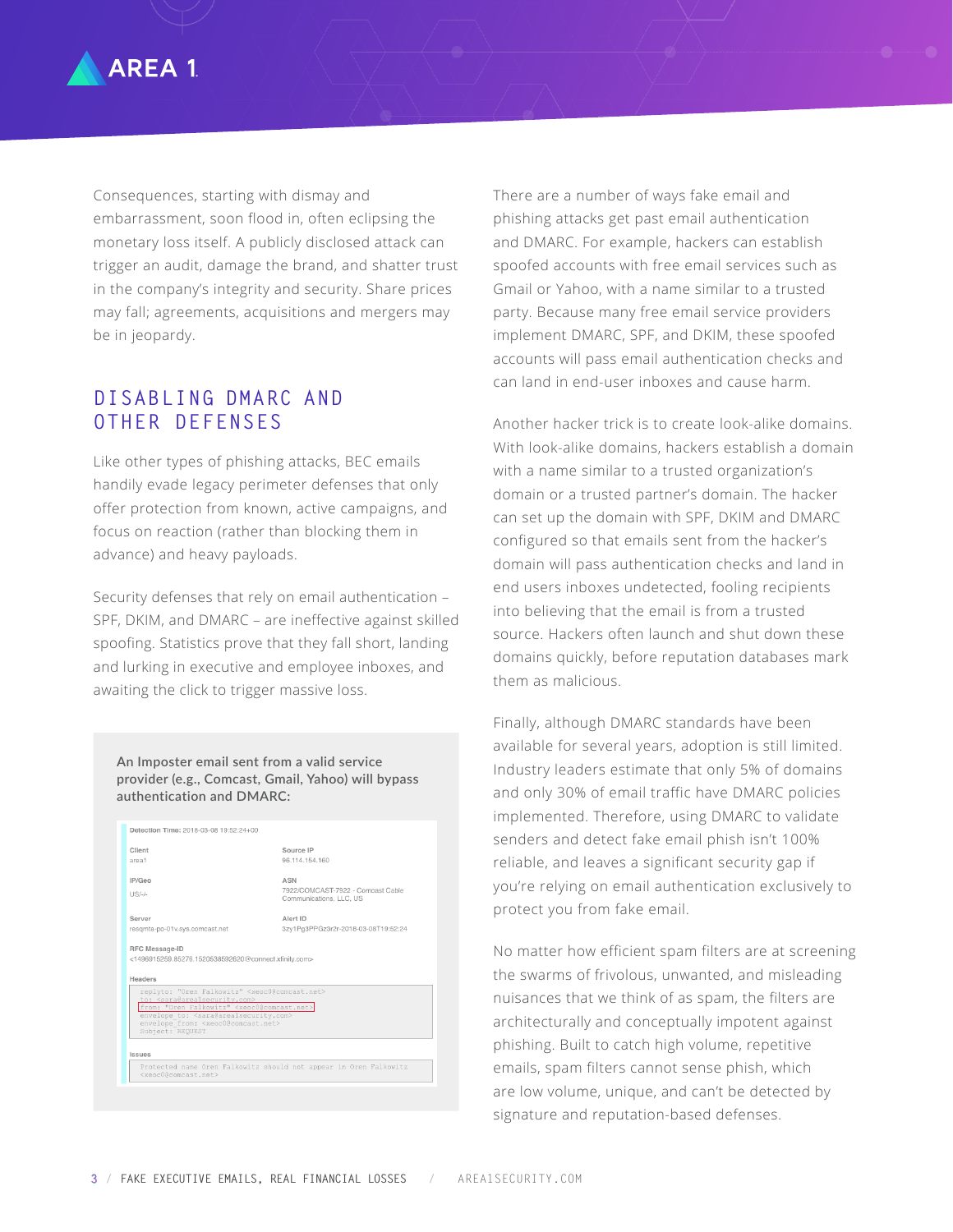Consequences, starting with dismay and embarrassment, soon flood in, often eclipsing the monetary loss itself. A publicly disclosed attack can trigger an audit, damage the brand, and shatter trust in the company's integrity and security. Share prices may fall; agreements, acquisitions and mergers may be in jeopardy.

## DISABLING DMARC AND OTHER DEFENSES

Like other types of phishing attacks, BEC emails handily evade legacy perimeter defenses that only offer protection from known, active campaigns, and focus on reaction (rather than blocking them in advance) and heavy payloads.

Security defenses that rely on email authentication – SPF, DKIM, and DMARC – are ineffective against skilled spoofing. Statistics prove that they fall short, landing and lurking in executive and employee inboxes, and awaiting the click to trigger massive loss.

**An Imposter email sent from a valid service provider (e.g., Comcast, Gmail, Yahoo) will bypass authentication and DMARC:**

Detection Time: 2018-03-08 19:52:24+00

| Client | Source IP |
|---|---|
| area1 | 96.114.154.160 |
| **IP/Geo** | **ASN** |
| US/-/- | 7922/COMCAST-7922 - Comcast Cable Communications, LLC, US |
| **Server** | **Alert ID** |
| resqmta-po-01v.sys.comcast.net | 3zy1Pg3PPGz3r2r-2018-03-08T19:52:24 |

RFC Message-ID
<1496915259.85276.1520538592620@connect.xfinity.com>

Headers

```
replyto: "Oren Falkowitz" <xeoc0@comcast.net>
to: <sara@area1security.com>
from: "Oren Falkowitz" <xeoc0@comcast.net>
envelope_to: <sara@area1security.com>
envelope_from: <xeoc0@comcast.net>
Subject: REQUEST
```

Issues

```
Protected name Oren Falkowitz should not appear in Oren Falkowitz <xeoc0@comcast.net>
```

There are a number of ways fake email and phishing attacks get past email authentication and DMARC. For example, hackers can establish spoofed accounts with free email services such as Gmail or Yahoo, with a name similar to a trusted party. Because many free email service providers implement DMARC, SPF, and DKIM, these spoofed accounts will pass email authentication checks and can land in end-user inboxes and cause harm.

Another hacker trick is to create look-alike domains. With look-alike domains, hackers establish a domain with a name similar to a trusted organization's domain or a trusted partner's domain. The hacker can set up the domain with SPF, DKIM and DMARC configured so that emails sent from the hacker's domain will pass authentication checks and land in end users inboxes undetected, fooling recipients into believing that the email is from a trusted source. Hackers often launch and shut down these domains quickly, before reputation databases mark them as malicious.

Finally, although DMARC standards have been available for several years, adoption is still limited. Industry leaders estimate that only 5% of domains and only 30% of email traffic have DMARC policies implemented. Therefore, using DMARC to validate senders and detect fake email phish isn't 100% reliable, and leaves a significant security gap if you're relying on email authentication exclusively to protect you from fake email.

No matter how efficient spam filters are at screening the swarms of frivolous, unwanted, and misleading nuisances that we think of as spam, the filters are architecturally and conceptually impotent against phishing. Built to catch high volume, repetitive emails, spam filters cannot sense phish, which are low volume, unique, and can't be detected by signature and reputation-based defenses.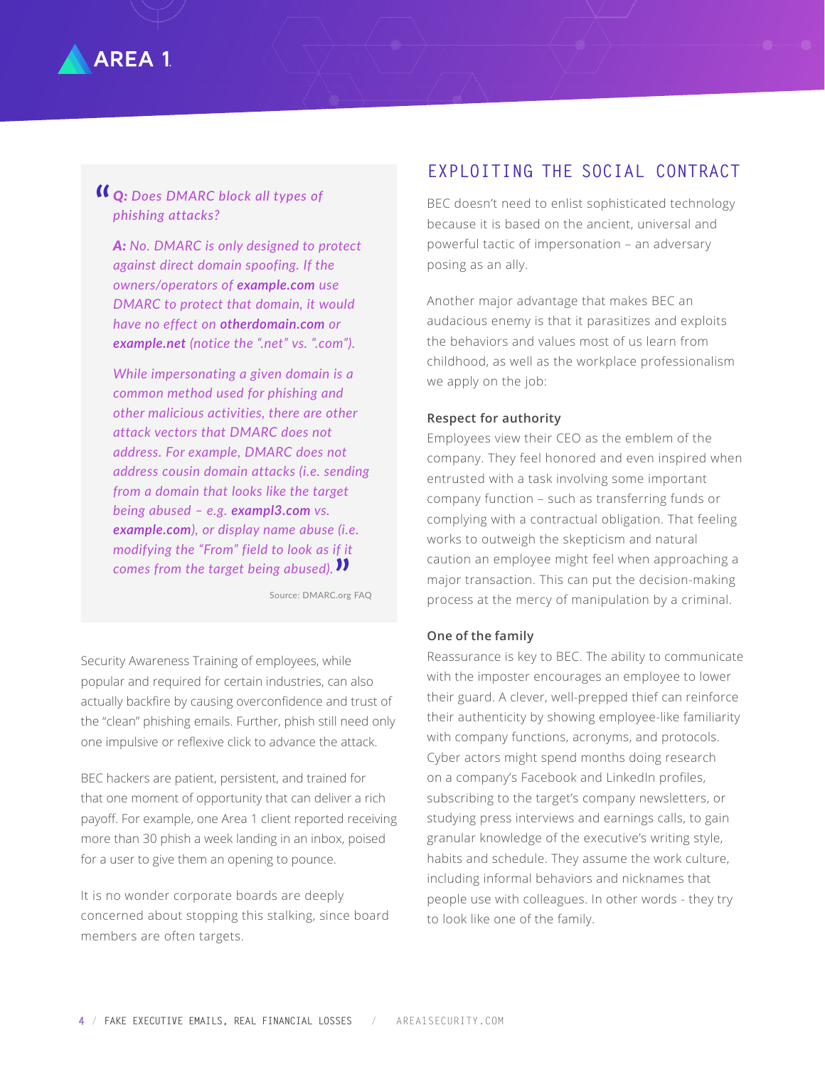> ***Q:** Does DMARC block all types of phishing attacks?*
>
> ***A:** No. DMARC is only designed to protect against direct domain spoofing. If the owners/operators of **example.com** use DMARC to protect that domain, it would have no effect on **otherdomain.com** or **example.net** (notice the ".net" vs. ".com").*
>
> *While impersonating a given domain is a common method used for phishing and other malicious activities, there are other attack vectors that DMARC does not address. For example, DMARC does not address cousin domain attacks (i.e. sending from a domain that looks like the target being abused – e.g. **exampl3.com** vs. **example.com**), or display name abuse (i.e. modifying the "From" field to look as if it comes from the target being abused).*
>
> Source: DMARC.org FAQ

Security Awareness Training of employees, while popular and required for certain industries, can also actually backfire by causing overconfidence and trust of the "clean" phishing emails. Further, phish still need only one impulsive or reflexive click to advance the attack.

BEC hackers are patient, persistent, and trained for that one moment of opportunity that can deliver a rich payoff. For example, one Area 1 client reported receiving more than 30 phish a week landing in an inbox, poised for a user to give them an opening to pounce.

It is no wonder corporate boards are deeply concerned about stopping this stalking, since board members are often targets.

## EXPLOITING THE SOCIAL CONTRACT

BEC doesn't need to enlist sophisticated technology because it is based on the ancient, universal and powerful tactic of impersonation – an adversary posing as an ally.

Another major advantage that makes BEC an audacious enemy is that it parasitizes and exploits the behaviors and values most of us learn from childhood, as well as the workplace professionalism we apply on the job:

### Respect for authority

Employees view their CEO as the emblem of the company. They feel honored and even inspired when entrusted with a task involving some important company function – such as transferring funds or complying with a contractual obligation. That feeling works to outweigh the skepticism and natural caution an employee might feel when approaching a major transaction. This can put the decision-making process at the mercy of manipulation by a criminal.

### One of the family

Reassurance is key to BEC. The ability to communicate with the imposter encourages an employee to lower their guard. A clever, well-prepped thief can reinforce their authenticity by showing employee-like familiarity with company functions, acronyms, and protocols. Cyber actors might spend months doing research on a company's Facebook and LinkedIn profiles, subscribing to the target's company newsletters, or studying press interviews and earnings calls, to gain granular knowledge of the executive's writing style, habits and schedule. They assume the work culture, including informal behaviors and nicknames that people use with colleagues. In other words - they try to look like one of the family.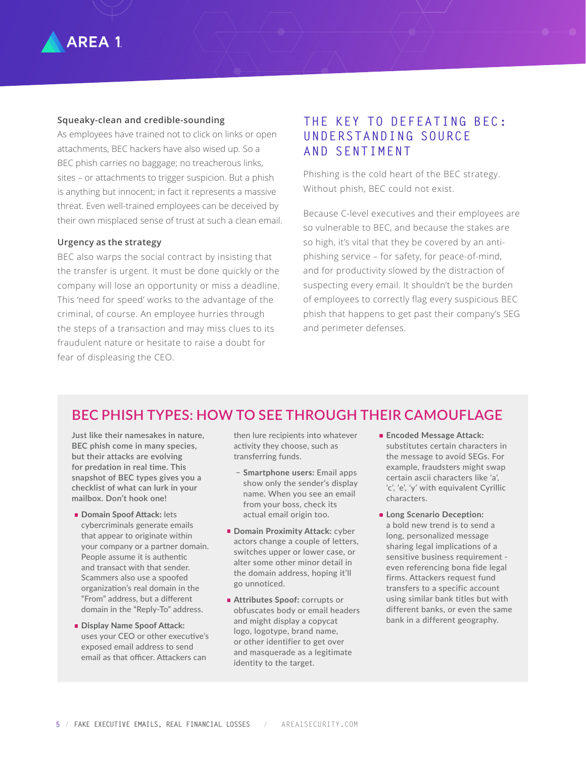### Squeaky-clean and credible-sounding

As employees have trained not to click on links or open attachments, BEC hackers have also wised up. So a BEC phish carries no baggage; no treacherous links, sites – or attachments to trigger suspicion. But a phish is anything but innocent; in fact it represents a massive threat. Even well-trained employees can be deceived by their own misplaced sense of trust at such a clean email.

### Urgency as the strategy

BEC also warps the social contract by insisting that the transfer is urgent. It must be done quickly or the company will lose an opportunity or miss a deadline. This 'need for speed' works to the advantage of the criminal, of course. An employee hurries through the steps of a transaction and may miss clues to its fraudulent nature or hesitate to raise a doubt for fear of displeasing the CEO.

## THE KEY TO DEFEATING BEC: UNDERSTANDING SOURCE AND SENTIMENT

Phishing is the cold heart of the BEC strategy. Without phish, BEC could not exist.

Because C-level executives and their employees are so vulnerable to BEC, and because the stakes are so high, it's vital that they be covered by an anti-phishing service – for safety, for peace-of-mind, and for productivity slowed by the distraction of suspecting every email. It shouldn't be the burden of employees to correctly flag every suspicious BEC phish that happens to get past their company's SEG and perimeter defenses.

## BEC PHISH TYPES: HOW TO SEE THROUGH THEIR CAMOUFLAGE

**Just like their namesakes in nature, BEC phish come in many species, but their attacks are evolving for predation in real time. This snapshot of BEC types gives you a checklist of what can lurk in your mailbox. Don't hook one!**

- **Domain Spoof Attack:** lets cybercriminals generate emails that appear to originate within your company or a partner domain. People assume it is authentic and transact with that sender. Scammers also use a spoofed organization's real domain in the "From" address, but a different domain in the "Reply-To" address.
- **Display Name Spoof Attack:** uses your CEO or other executive's exposed email address to send email as that officer. Attackers can then lure recipients into whatever activity they choose, such as transferring funds.
  - **Smartphone users:** Email apps show only the sender's display name. When you see an email from your boss, check its actual email origin too.
- **Domain Proximity Attack:** cyber actors change a couple of letters, switches upper or lower case, or alter some other minor detail in the domain address, hoping it'll go unnoticed.
- **Attributes Spoof:** corrupts or obfuscates body or email headers and might display a copycat logo, logotype, brand name, or other identifier to get over and masquerade as a legitimate identity to the target.
- **Encoded Message Attack:** substitutes certain characters in the message to avoid SEGs. For example, fraudsters might swap certain ascii characters like 'a', 'c', 'e', 'y' with equivalent Cyrillic characters.
- **Long Scenario Deception:** a bold new trend is to send a long, personalized message sharing legal implications of a sensitive business requirement - even referencing bona fide legal firms. Attackers request fund transfers to a specific account using similar bank titles but with different banks, or even the same bank in a different geography.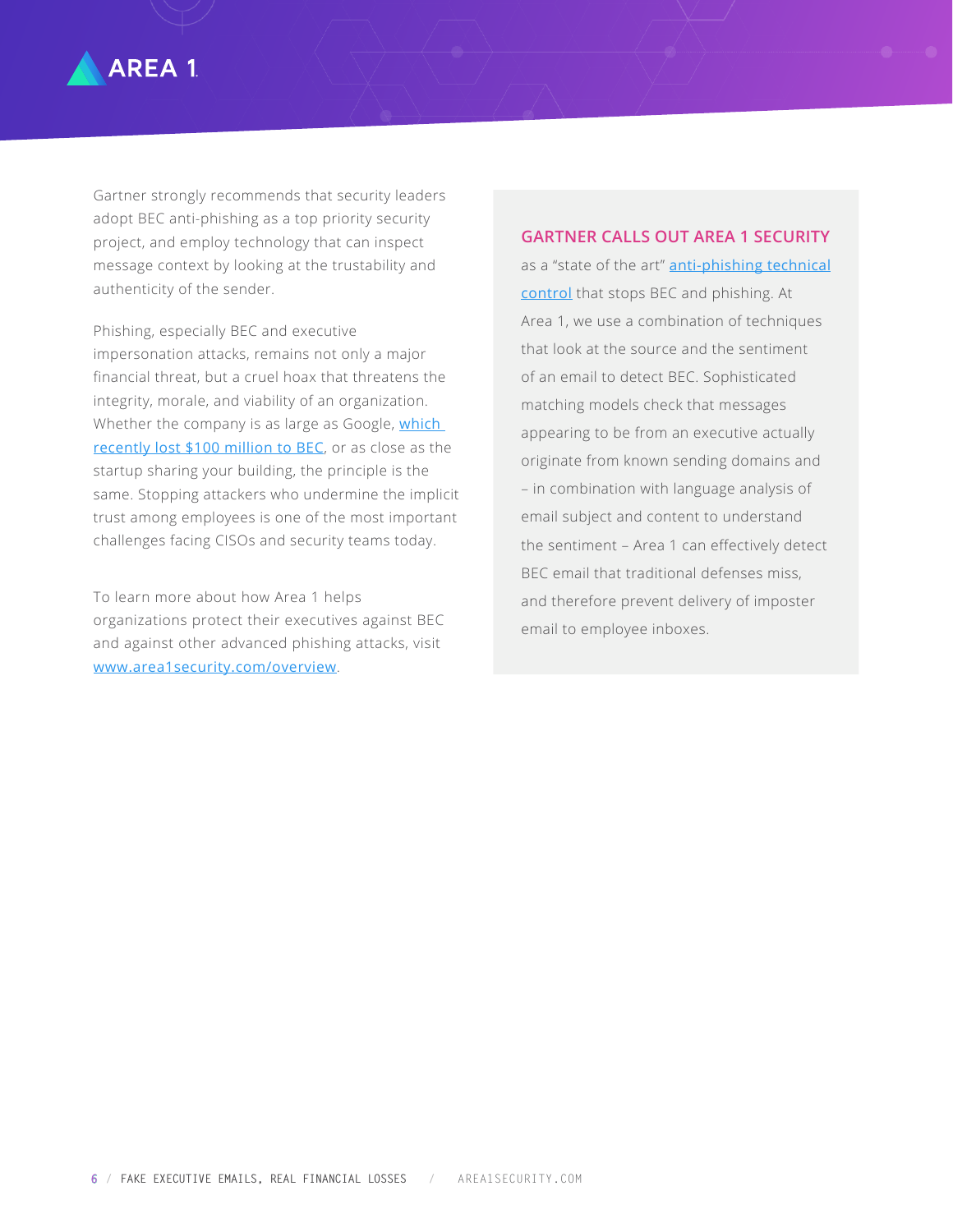Gartner strongly recommends that security leaders adopt BEC anti-phishing as a top priority security project, and employ technology that can inspect message context by looking at the trustability and authenticity of the sender.

Phishing, especially BEC and executive impersonation attacks, remains not only a major financial threat, but a cruel hoax that threatens the integrity, morale, and viability of an organization. Whether the company is as large as Google, which recently lost $100 million to BEC, or as close as the startup sharing your building, the principle is the same. Stopping attackers who undermine the implicit trust among employees is one of the most important challenges facing CISOs and security teams today.

To learn more about how Area 1 helps organizations protect their executives against BEC and against other advanced phishing attacks, visit www.area1security.com/overview.

**GARTNER CALLS OUT AREA 1 SECURITY** as a "state of the art" anti-phishing technical control that stops BEC and phishing. At Area 1, we use a combination of techniques that look at the source and the sentiment of an email to detect BEC. Sophisticated matching models check that messages appearing to be from an executive actually originate from known sending domains and – in combination with language analysis of email subject and content to understand the sentiment – Area 1 can effectively detect BEC email that traditional defenses miss, and therefore prevent delivery of imposter email to employee inboxes.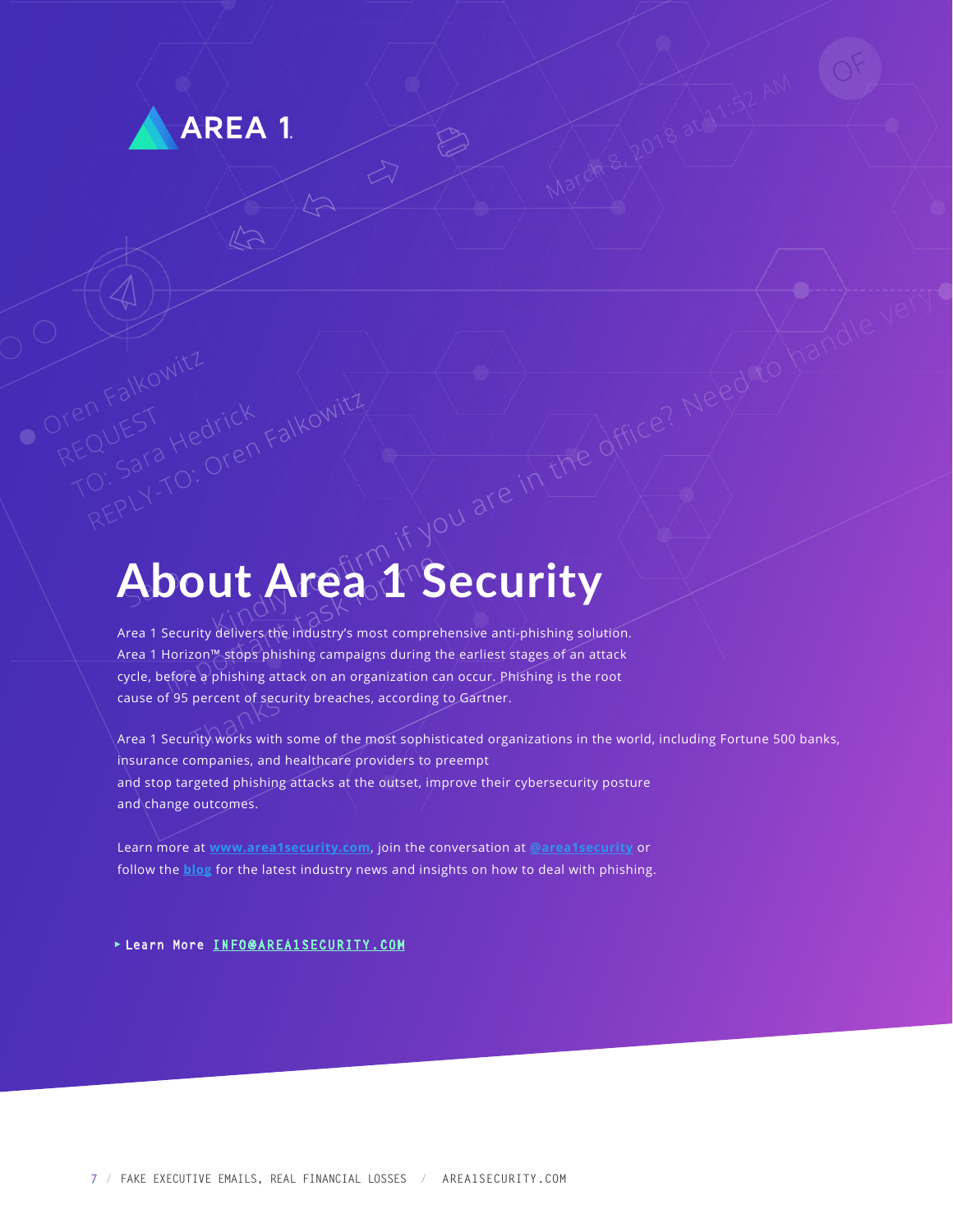# About Area 1 Security

Area 1 Security delivers the industry's most comprehensive anti-phishing solution. Area 1 Horizon™ stops phishing campaigns during the earliest stages of an attack cycle, before a phishing attack on an organization can occur. Phishing is the root cause of 95 percent of security breaches, according to Gartner.

Area 1 Security works with some of the most sophisticated organizations in the world, including Fortune 500 banks, insurance companies, and healthcare providers to preempt and stop targeted phishing attacks at the outset, improve their cybersecurity posture and change outcomes.

Learn more at www.area1security.com, join the conversation at @area1security or follow the blog for the latest industry news and insights on how to deal with phishing.

▸ Learn More INFO@AREA1SECURITY.COM